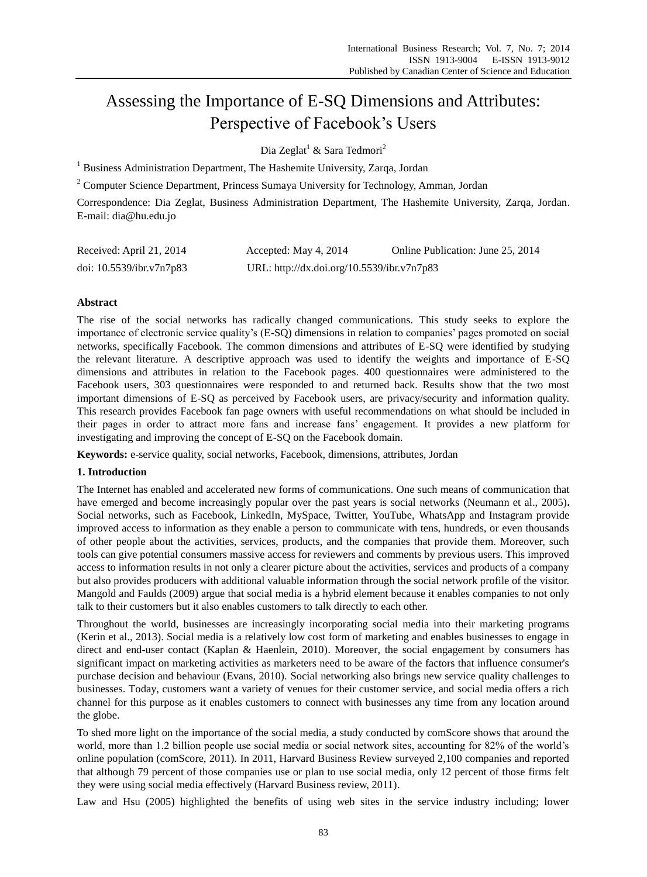# Assessing the Importance of E-SQ Dimensions and Attributes: Perspective of Facebook's Users

Dia Zeglat[1] & Sara Tedmori[2]

[1] Business Administration Department, The Hashemite University, Zarqa, Jordan

[2] Computer Science Department, Princess Sumaya University for Technology, Amman, Jordan

Correspondence: Dia Zeglat, Business Administration Department, The Hashemite University, Zarqa, Jordan. E-mail: dia@hu.edu.jo

Received: April 21, 2014 Accepted: May 4, 2014 Online Publication: June 25, 2014

doi: 10.5539/ibr.v7n7p83 URL: http://dx.doi.org/10.5539/ibr.v7n7p83

## Abstract

The rise of the social networks has radically changed communications. This study seeks to explore the importance of electronic service quality's (E-SQ) dimensions in relation to companies' pages promoted on social networks, specifically Facebook. The common dimensions and attributes of E-SQ were identified by studying the relevant literature. A descriptive approach was used to identify the weights and importance of E-SQ dimensions and attributes in relation to the Facebook pages. 400 questionnaires were administered to the Facebook users, 303 questionnaires were responded to and returned back. Results show that the two most important dimensions of E-SQ as perceived by Facebook users, are privacy/security and information quality. This research provides Facebook fan page owners with useful recommendations on what should be included in their pages in order to attract more fans and increase fans' engagement. It provides a new platform for investigating and improving the concept of E-SQ on the Facebook domain.

**Keywords:** e-service quality, social networks, Facebook, dimensions, attributes, Jordan

## 1. Introduction

The Internet has enabled and accelerated new forms of communications. One such means of communication that have emerged and become increasingly popular over the past years is social networks (Neumann et al., 2005). Social networks, such as Facebook, LinkedIn, MySpace, Twitter, YouTube, WhatsApp and Instagram provide improved access to information as they enable a person to communicate with tens, hundreds, or even thousands of other people about the activities, services, products, and the companies that provide them. Moreover, such tools can give potential consumers massive access for reviewers and comments by previous users. This improved access to information results in not only a clearer picture about the activities, services and products of a company but also provides producers with additional valuable information through the social network profile of the visitor. Mangold and Faulds (2009) argue that social media is a hybrid element because it enables companies to not only talk to their customers but it also enables customers to talk directly to each other.

Throughout the world, businesses are increasingly incorporating social media into their marketing programs (Kerin et al., 2013). Social media is a relatively low cost form of marketing and enables businesses to engage in direct and end-user contact (Kaplan & Haenlein, 2010). Moreover, the social engagement by consumers has significant impact on marketing activities as marketers need to be aware of the factors that influence consumer's purchase decision and behaviour (Evans, 2010). Social networking also brings new service quality challenges to businesses. Today, customers want a variety of venues for their customer service, and social media offers a rich channel for this purpose as it enables customers to connect with businesses any time from any location around the globe.

To shed more light on the importance of the social media, a study conducted by comScore shows that around the world, more than 1.2 billion people use social media or social network sites, accounting for 82% of the world's online population (comScore, 2011). In 2011, Harvard Business Review surveyed 2,100 companies and reported that although 79 percent of those companies use or plan to use social media, only 12 percent of those firms felt they were using social media effectively (Harvard Business review, 2011).

Law and Hsu (2005) highlighted the benefits of using web sites in the service industry including; lower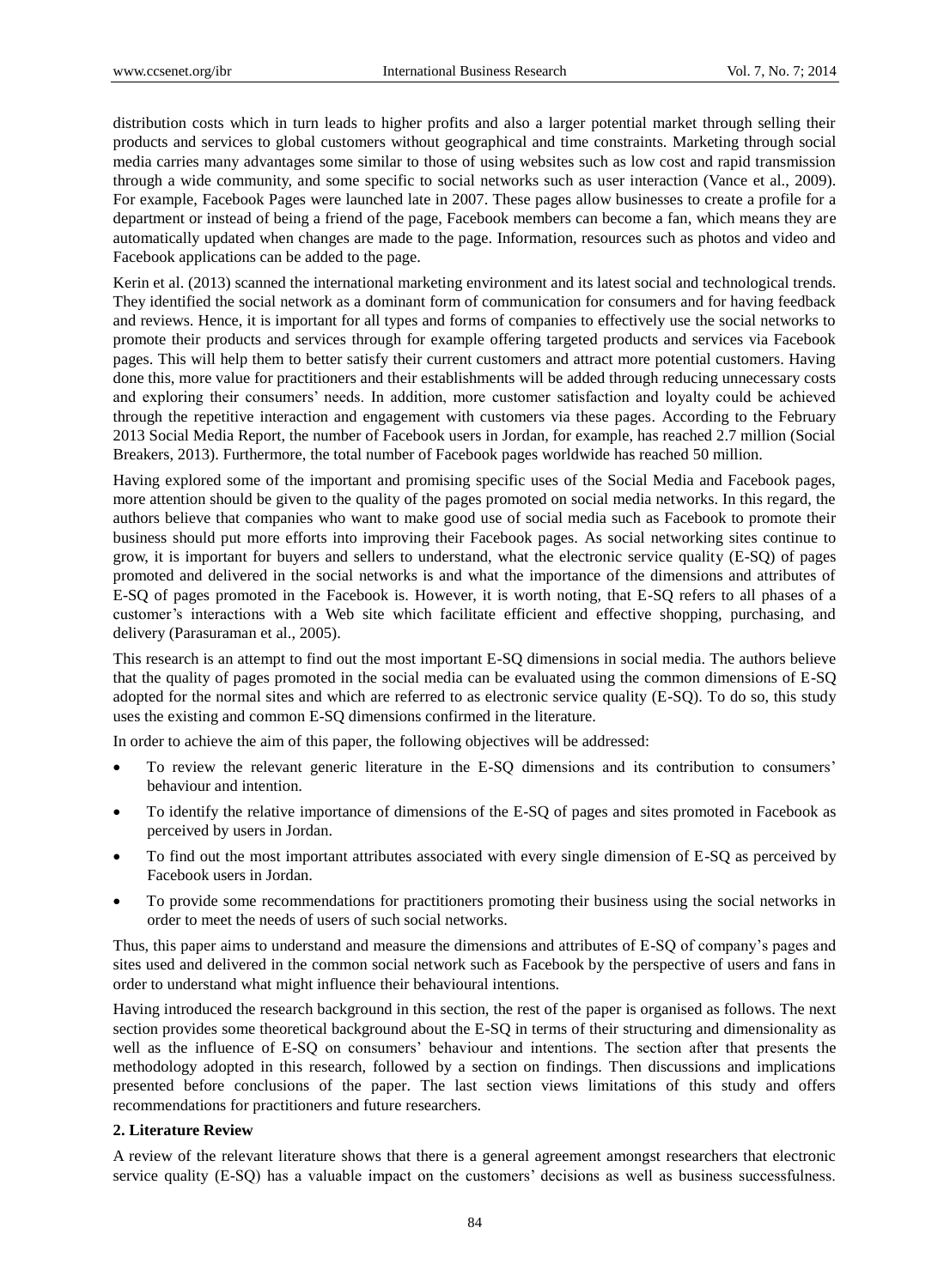distribution costs which in turn leads to higher profits and also a larger potential market through selling their products and services to global customers without geographical and time constraints. Marketing through social media carries many advantages some similar to those of using websites such as low cost and rapid transmission through a wide community, and some specific to social networks such as user interaction (Vance et al., 2009). For example, Facebook Pages were launched late in 2007. These pages allow businesses to create a profile for a department or instead of being a friend of the page, Facebook members can become a fan, which means they are automatically updated when changes are made to the page. Information, resources such as photos and video and Facebook applications can be added to the page.

Kerin et al. (2013) scanned the international marketing environment and its latest social and technological trends. They identified the social network as a dominant form of communication for consumers and for having feedback and reviews. Hence, it is important for all types and forms of companies to effectively use the social networks to promote their products and services through for example offering targeted products and services via Facebook pages. This will help them to better satisfy their current customers and attract more potential customers. Having done this, more value for practitioners and their establishments will be added through reducing unnecessary costs and exploring their consumers' needs. In addition, more customer satisfaction and loyalty could be achieved through the repetitive interaction and engagement with customers via these pages. According to the February 2013 Social Media Report, the number of Facebook users in Jordan, for example, has reached 2.7 million (Social Breakers, 2013). Furthermore, the total number of Facebook pages worldwide has reached 50 million.

Having explored some of the important and promising specific uses of the Social Media and Facebook pages, more attention should be given to the quality of the pages promoted on social media networks. In this regard, the authors believe that companies who want to make good use of social media such as Facebook to promote their business should put more efforts into improving their Facebook pages. As social networking sites continue to grow, it is important for buyers and sellers to understand, what the electronic service quality (E-SQ) of pages promoted and delivered in the social networks is and what the importance of the dimensions and attributes of E-SQ of pages promoted in the Facebook is. However, it is worth noting, that E-SQ refers to all phases of a customer's interactions with a Web site which facilitate efficient and effective shopping, purchasing, and delivery (Parasuraman et al., 2005).

This research is an attempt to find out the most important E-SQ dimensions in social media. The authors believe that the quality of pages promoted in the social media can be evaluated using the common dimensions of E-SQ adopted for the normal sites and which are referred to as electronic service quality (E-SQ). To do so, this study uses the existing and common E-SQ dimensions confirmed in the literature.

In order to achieve the aim of this paper, the following objectives will be addressed:

- To review the relevant generic literature in the E-SQ dimensions and its contribution to consumers' behaviour and intention.
- To identify the relative importance of dimensions of the E-SQ of pages and sites promoted in Facebook as perceived by users in Jordan.
- To find out the most important attributes associated with every single dimension of E-SQ as perceived by Facebook users in Jordan.
- To provide some recommendations for practitioners promoting their business using the social networks in order to meet the needs of users of such social networks.

Thus, this paper aims to understand and measure the dimensions and attributes of E-SQ of company's pages and sites used and delivered in the common social network such as Facebook by the perspective of users and fans in order to understand what might influence their behavioural intentions.

Having introduced the research background in this section, the rest of the paper is organised as follows. The next section provides some theoretical background about the E-SQ in terms of their structuring and dimensionality as well as the influence of E-SQ on consumers' behaviour and intentions. The section after that presents the methodology adopted in this research, followed by a section on findings. Then discussions and implications presented before conclusions of the paper. The last section views limitations of this study and offers recommendations for practitioners and future researchers.

## 2. Literature Review

A review of the relevant literature shows that there is a general agreement amongst researchers that electronic service quality (E-SQ) has a valuable impact on the customers' decisions as well as business successfulness.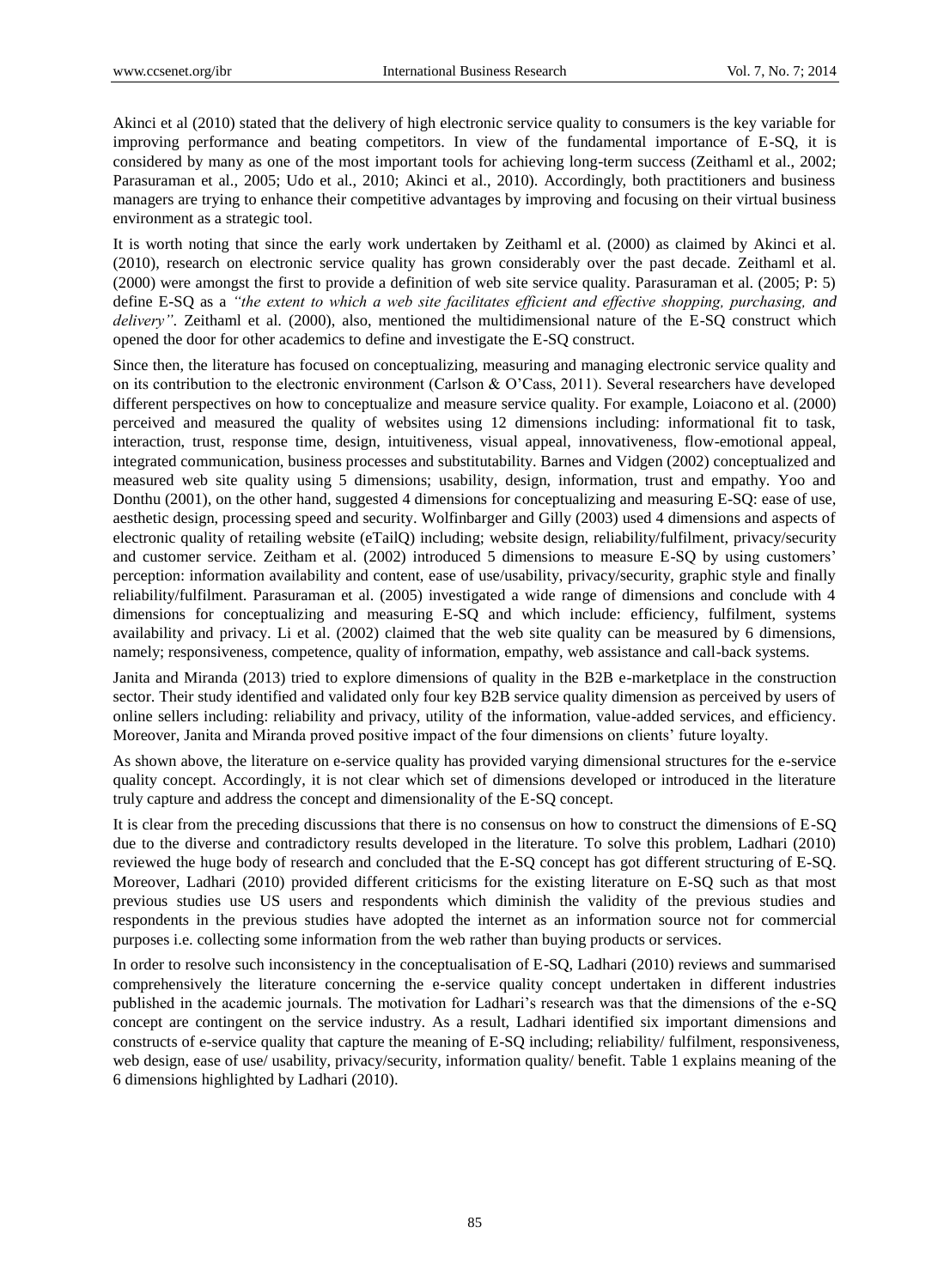Akinci et al (2010) stated that the delivery of high electronic service quality to consumers is the key variable for improving performance and beating competitors. In view of the fundamental importance of E-SQ, it is considered by many as one of the most important tools for achieving long-term success (Zeithaml et al., 2002; Parasuraman et al., 2005; Udo et al., 2010; Akinci et al., 2010). Accordingly, both practitioners and business managers are trying to enhance their competitive advantages by improving and focusing on their virtual business environment as a strategic tool.

It is worth noting that since the early work undertaken by Zeithaml et al. (2000) as claimed by Akinci et al. (2010), research on electronic service quality has grown considerably over the past decade. Zeithaml et al. (2000) were amongst the first to provide a definition of web site service quality. Parasuraman et al. (2005; P: 5) define E-SQ as a *"the extent to which a web site facilitates efficient and effective shopping, purchasing, and delivery"*. Zeithaml et al. (2000), also, mentioned the multidimensional nature of the E-SQ construct which opened the door for other academics to define and investigate the E-SQ construct.

Since then, the literature has focused on conceptualizing, measuring and managing electronic service quality and on its contribution to the electronic environment (Carlson & O'Cass, 2011). Several researchers have developed different perspectives on how to conceptualize and measure service quality. For example, Loiacono et al. (2000) perceived and measured the quality of websites using 12 dimensions including: informational fit to task, interaction, trust, response time, design, intuitiveness, visual appeal, innovativeness, flow-emotional appeal, integrated communication, business processes and substitutability. Barnes and Vidgen (2002) conceptualized and measured web site quality using 5 dimensions; usability, design, information, trust and empathy. Yoo and Donthu (2001), on the other hand, suggested 4 dimensions for conceptualizing and measuring E-SQ: ease of use, aesthetic design, processing speed and security. Wolfinbarger and Gilly (2003) used 4 dimensions and aspects of electronic quality of retailing website (eTailQ) including; website design, reliability/fulfilment, privacy/security and customer service. Zeitham et al. (2002) introduced 5 dimensions to measure E-SQ by using customers' perception: information availability and content, ease of use/usability, privacy/security, graphic style and finally reliability/fulfilment. Parasuraman et al. (2005) investigated a wide range of dimensions and conclude with 4 dimensions for conceptualizing and measuring E-SQ and which include: efficiency, fulfilment, systems availability and privacy. Li et al. (2002) claimed that the web site quality can be measured by 6 dimensions, namely; responsiveness, competence, quality of information, empathy, web assistance and call-back systems.

Janita and Miranda (2013) tried to explore dimensions of quality in the B2B e-marketplace in the construction sector. Their study identified and validated only four key B2B service quality dimension as perceived by users of online sellers including: reliability and privacy, utility of the information, value-added services, and efficiency. Moreover, Janita and Miranda proved positive impact of the four dimensions on clients' future loyalty.

As shown above, the literature on e-service quality has provided varying dimensional structures for the e-service quality concept. Accordingly, it is not clear which set of dimensions developed or introduced in the literature truly capture and address the concept and dimensionality of the E-SQ concept.

It is clear from the preceding discussions that there is no consensus on how to construct the dimensions of E-SQ due to the diverse and contradictory results developed in the literature. To solve this problem, Ladhari (2010) reviewed the huge body of research and concluded that the E-SQ concept has got different structuring of E-SQ. Moreover, Ladhari (2010) provided different criticisms for the existing literature on E-SQ such as that most previous studies use US users and respondents which diminish the validity of the previous studies and respondents in the previous studies have adopted the internet as an information source not for commercial purposes i.e. collecting some information from the web rather than buying products or services.

In order to resolve such inconsistency in the conceptualisation of E-SQ, Ladhari (2010) reviews and summarised comprehensively the literature concerning the e-service quality concept undertaken in different industries published in the academic journals. The motivation for Ladhari's research was that the dimensions of the e-SQ concept are contingent on the service industry. As a result, Ladhari identified six important dimensions and constructs of e-service quality that capture the meaning of E-SQ including; reliability/ fulfilment, responsiveness, web design, ease of use/ usability, privacy/security, information quality/ benefit. Table 1 explains meaning of the 6 dimensions highlighted by Ladhari (2010).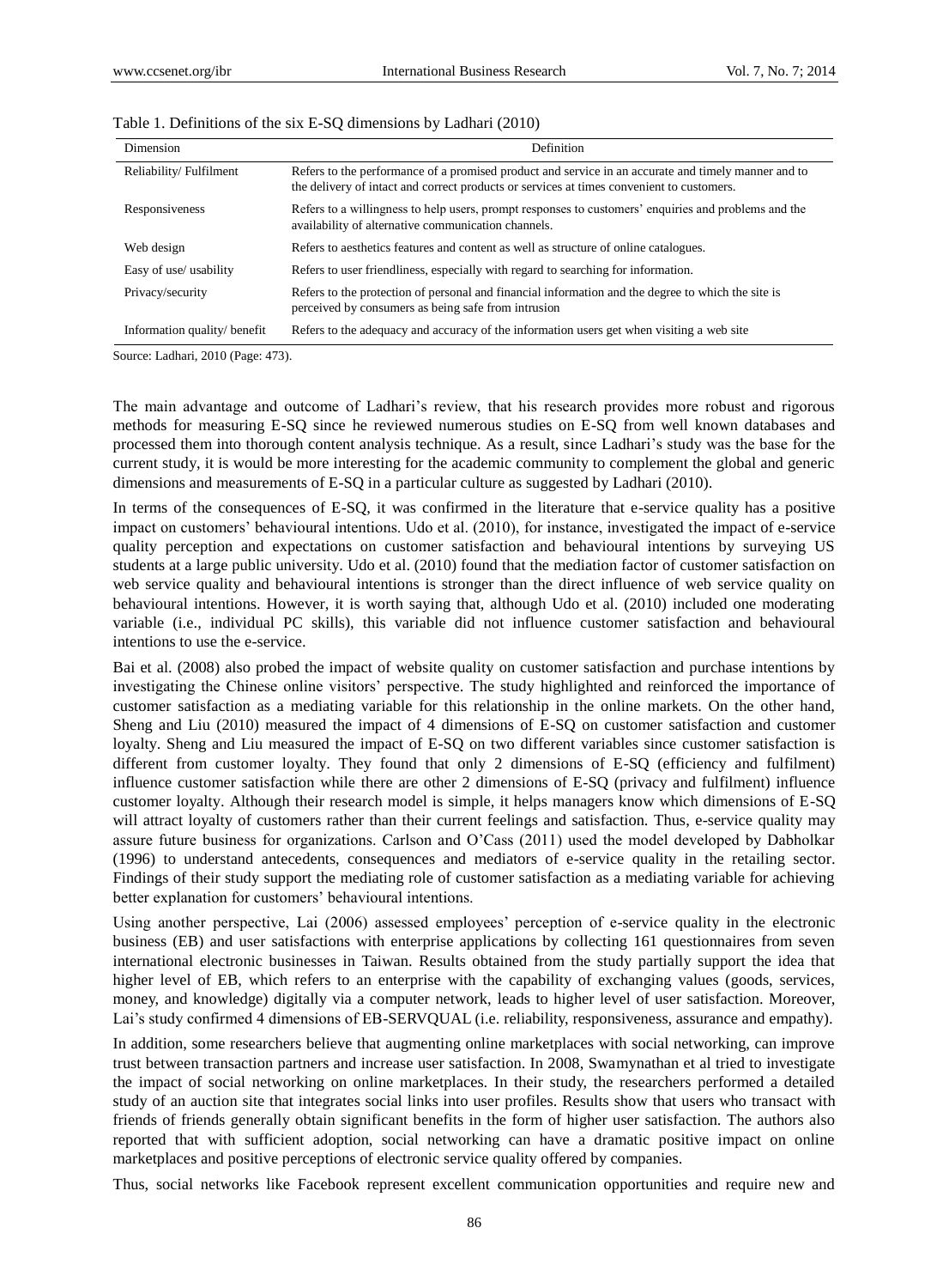Table 1. Definitions of the six E-SQ dimensions by Ladhari (2010)

| Dimension | Definition |
|---|---|
| Reliability/ Fulfilment | Refers to the performance of a promised product and service in an accurate and timely manner and to the delivery of intact and correct products or services at times convenient to customers. |
| Responsiveness | Refers to a willingness to help users, prompt responses to customers' enquiries and problems and the availability of alternative communication channels. |
| Web design | Refers to aesthetics features and content as well as structure of online catalogues. |
| Easy of use/ usability | Refers to user friendliness, especially with regard to searching for information. |
| Privacy/security | Refers to the protection of personal and financial information and the degree to which the site is perceived by consumers as being safe from intrusion |
| Information quality/ benefit | Refers to the adequacy and accuracy of the information users get when visiting a web site |

Source: Ladhari, 2010 (Page: 473).

The main advantage and outcome of Ladhari's review, that his research provides more robust and rigorous methods for measuring E-SQ since he reviewed numerous studies on E-SQ from well known databases and processed them into thorough content analysis technique. As a result, since Ladhari's study was the base for the current study, it is would be more interesting for the academic community to complement the global and generic dimensions and measurements of E-SQ in a particular culture as suggested by Ladhari (2010).

In terms of the consequences of E-SQ, it was confirmed in the literature that e-service quality has a positive impact on customers' behavioural intentions. Udo et al. (2010), for instance, investigated the impact of e-service quality perception and expectations on customer satisfaction and behavioural intentions by surveying US students at a large public university. Udo et al. (2010) found that the mediation factor of customer satisfaction on web service quality and behavioural intentions is stronger than the direct influence of web service quality on behavioural intentions. However, it is worth saying that, although Udo et al. (2010) included one moderating variable (i.e., individual PC skills), this variable did not influence customer satisfaction and behavioural intentions to use the e-service.

Bai et al. (2008) also probed the impact of website quality on customer satisfaction and purchase intentions by investigating the Chinese online visitors' perspective. The study highlighted and reinforced the importance of customer satisfaction as a mediating variable for this relationship in the online markets. On the other hand, Sheng and Liu (2010) measured the impact of 4 dimensions of E-SQ on customer satisfaction and customer loyalty. Sheng and Liu measured the impact of E-SQ on two different variables since customer satisfaction is different from customer loyalty. They found that only 2 dimensions of E-SQ (efficiency and fulfilment) influence customer satisfaction while there are other 2 dimensions of E-SQ (privacy and fulfilment) influence customer loyalty. Although their research model is simple, it helps managers know which dimensions of E-SQ will attract loyalty of customers rather than their current feelings and satisfaction. Thus, e-service quality may assure future business for organizations. Carlson and O'Cass (2011) used the model developed by Dabholkar (1996) to understand antecedents, consequences and mediators of e-service quality in the retailing sector. Findings of their study support the mediating role of customer satisfaction as a mediating variable for achieving better explanation for customers' behavioural intentions.

Using another perspective, Lai (2006) assessed employees' perception of e-service quality in the electronic business (EB) and user satisfactions with enterprise applications by collecting 161 questionnaires from seven international electronic businesses in Taiwan. Results obtained from the study partially support the idea that higher level of EB, which refers to an enterprise with the capability of exchanging values (goods, services, money, and knowledge) digitally via a computer network, leads to higher level of user satisfaction. Moreover, Lai's study confirmed 4 dimensions of EB-SERVQUAL (i.e. reliability, responsiveness, assurance and empathy).

In addition, some researchers believe that augmenting online marketplaces with social networking, can improve trust between transaction partners and increase user satisfaction. In 2008, Swamynathan et al tried to investigate the impact of social networking on online marketplaces. In their study, the researchers performed a detailed study of an auction site that integrates social links into user profiles. Results show that users who transact with friends of friends generally obtain significant benefits in the form of higher user satisfaction. The authors also reported that with sufficient adoption, social networking can have a dramatic positive impact on online marketplaces and positive perceptions of electronic service quality offered by companies.

Thus, social networks like Facebook represent excellent communication opportunities and require new and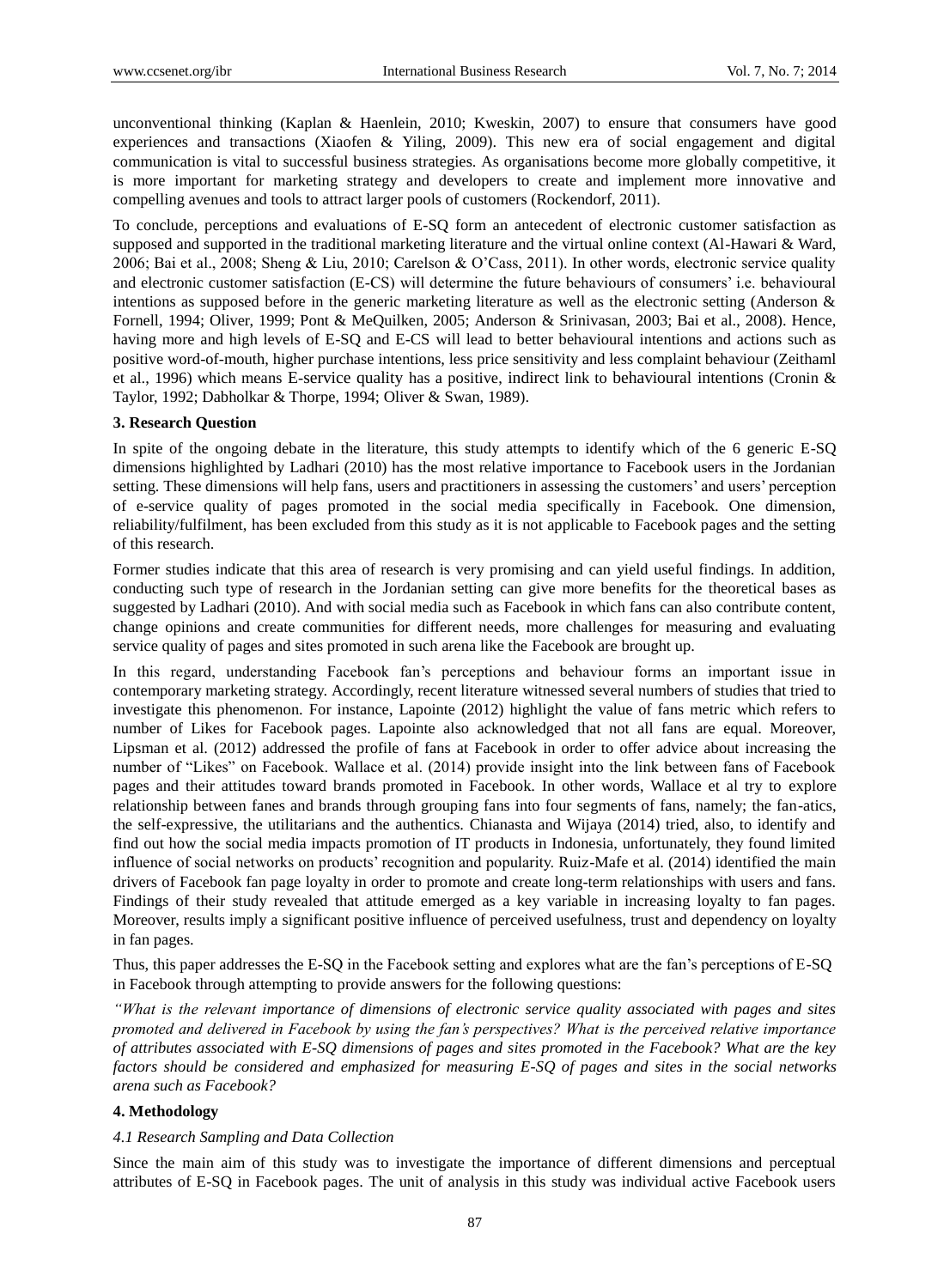unconventional thinking (Kaplan & Haenlein, 2010; Kweskin, 2007) to ensure that consumers have good experiences and transactions (Xiaofen & Yiling, 2009). This new era of social engagement and digital communication is vital to successful business strategies. As organisations become more globally competitive, it is more important for marketing strategy and developers to create and implement more innovative and compelling avenues and tools to attract larger pools of customers (Rockendorf, 2011).

To conclude, perceptions and evaluations of E-SQ form an antecedent of electronic customer satisfaction as supposed and supported in the traditional marketing literature and the virtual online context (Al-Hawari & Ward, 2006; Bai et al., 2008; Sheng & Liu, 2010; Carelson & O'Cass, 2011). In other words, electronic service quality and electronic customer satisfaction (E-CS) will determine the future behaviours of consumers' i.e. behavioural intentions as supposed before in the generic marketing literature as well as the electronic setting (Anderson & Fornell, 1994; Oliver, 1999; Pont & MeQuilken, 2005; Anderson & Srinivasan, 2003; Bai et al., 2008). Hence, having more and high levels of E-SQ and E-CS will lead to better behavioural intentions and actions such as positive word-of-mouth, higher purchase intentions, less price sensitivity and less complaint behaviour (Zeithaml et al., 1996) which means E-service quality has a positive, indirect link to behavioural intentions (Cronin & Taylor, 1992; Dabholkar & Thorpe, 1994; Oliver & Swan, 1989).

### 3. Research Question

In spite of the ongoing debate in the literature, this study attempts to identify which of the 6 generic E-SQ dimensions highlighted by Ladhari (2010) has the most relative importance to Facebook users in the Jordanian setting. These dimensions will help fans, users and practitioners in assessing the customers' and users' perception of e-service quality of pages promoted in the social media specifically in Facebook. One dimension, reliability/fulfilment, has been excluded from this study as it is not applicable to Facebook pages and the setting of this research.

Former studies indicate that this area of research is very promising and can yield useful findings. In addition, conducting such type of research in the Jordanian setting can give more benefits for the theoretical bases as suggested by Ladhari (2010). And with social media such as Facebook in which fans can also contribute content, change opinions and create communities for different needs, more challenges for measuring and evaluating service quality of pages and sites promoted in such arena like the Facebook are brought up.

In this regard, understanding Facebook fan's perceptions and behaviour forms an important issue in contemporary marketing strategy. Accordingly, recent literature witnessed several numbers of studies that tried to investigate this phenomenon. For instance, Lapointe (2012) highlight the value of fans metric which refers to number of Likes for Facebook pages. Lapointe also acknowledged that not all fans are equal. Moreover, Lipsman et al. (2012) addressed the profile of fans at Facebook in order to offer advice about increasing the number of "Likes" on Facebook. Wallace et al. (2014) provide insight into the link between fans of Facebook pages and their attitudes toward brands promoted in Facebook. In other words, Wallace et al try to explore relationship between fanes and brands through grouping fans into four segments of fans, namely; the fan-atics, the self-expressive, the utilitarians and the authentics. Chianasta and Wijaya (2014) tried, also, to identify and find out how the social media impacts promotion of IT products in Indonesia, unfortunately, they found limited influence of social networks on products' recognition and popularity. Ruiz-Mafe et al. (2014) identified the main drivers of Facebook fan page loyalty in order to promote and create long-term relationships with users and fans. Findings of their study revealed that attitude emerged as a key variable in increasing loyalty to fan pages. Moreover, results imply a significant positive influence of perceived usefulness, trust and dependency on loyalty in fan pages.

Thus, this paper addresses the E-SQ in the Facebook setting and explores what are the fan's perceptions of E-SQ in Facebook through attempting to provide answers for the following questions:

*"What is the relevant importance of dimensions of electronic service quality associated with pages and sites promoted and delivered in Facebook by using the fan's perspectives? What is the perceived relative importance of attributes associated with E-SQ dimensions of pages and sites promoted in the Facebook? What are the key factors should be considered and emphasized for measuring E-SQ of pages and sites in the social networks arena such as Facebook?*

### 4. Methodology

#### *4.1 Research Sampling and Data Collection*

Since the main aim of this study was to investigate the importance of different dimensions and perceptual attributes of E-SQ in Facebook pages. The unit of analysis in this study was individual active Facebook users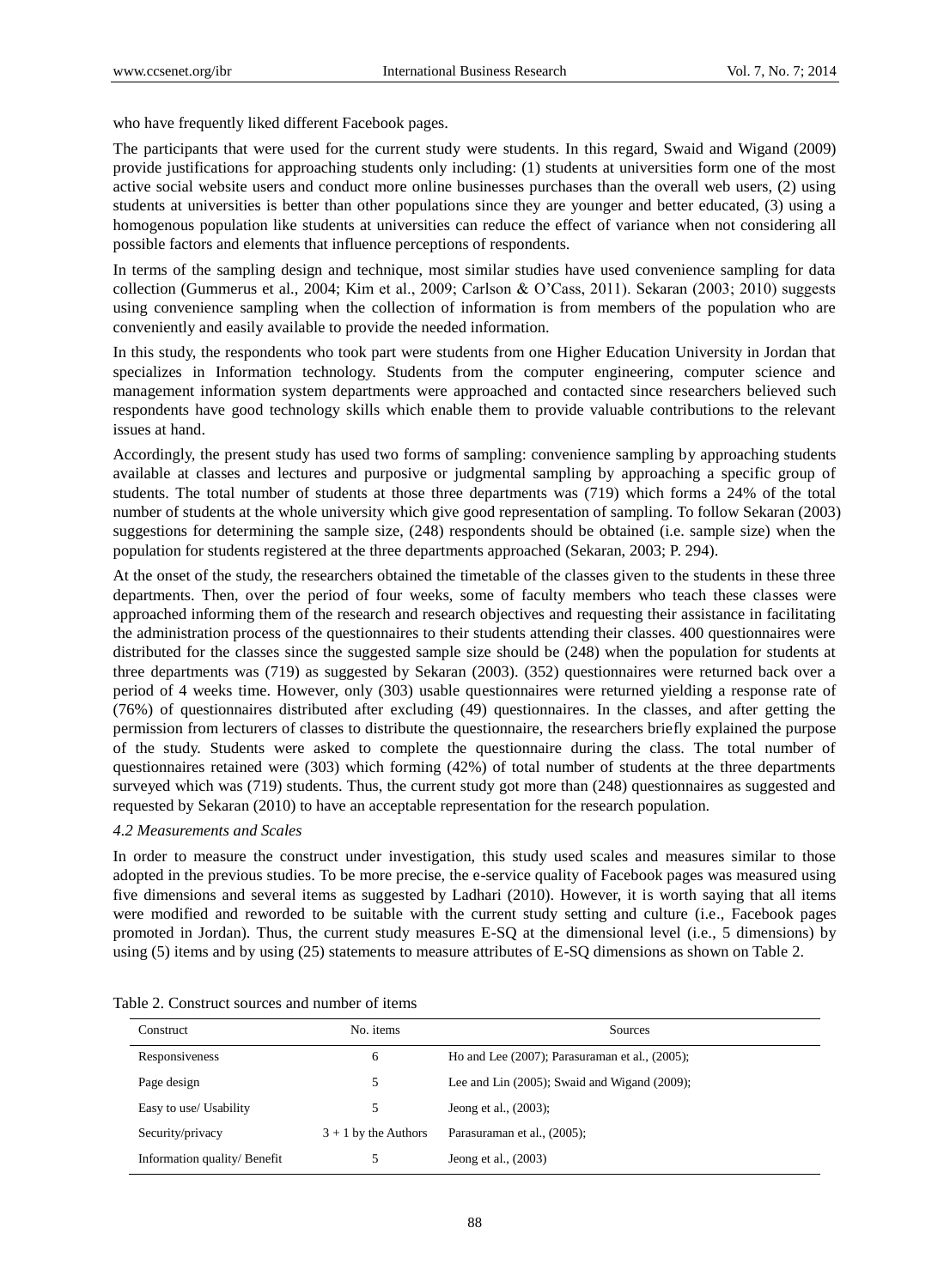who have frequently liked different Facebook pages.

The participants that were used for the current study were students. In this regard, Swaid and Wigand (2009) provide justifications for approaching students only including: (1) students at universities form one of the most active social website users and conduct more online businesses purchases than the overall web users, (2) using students at universities is better than other populations since they are younger and better educated, (3) using a homogenous population like students at universities can reduce the effect of variance when not considering all possible factors and elements that influence perceptions of respondents.

In terms of the sampling design and technique, most similar studies have used convenience sampling for data collection (Gummerus et al., 2004; Kim et al., 2009; Carlson & O'Cass, 2011). Sekaran (2003; 2010) suggests using convenience sampling when the collection of information is from members of the population who are conveniently and easily available to provide the needed information.

In this study, the respondents who took part were students from one Higher Education University in Jordan that specializes in Information technology. Students from the computer engineering, computer science and management information system departments were approached and contacted since researchers believed such respondents have good technology skills which enable them to provide valuable contributions to the relevant issues at hand.

Accordingly, the present study has used two forms of sampling: convenience sampling by approaching students available at classes and lectures and purposive or judgmental sampling by approaching a specific group of students. The total number of students at those three departments was (719) which forms a 24% of the total number of students at the whole university which give good representation of sampling. To follow Sekaran (2003) suggestions for determining the sample size, (248) respondents should be obtained (i.e. sample size) when the population for students registered at the three departments approached (Sekaran, 2003; P. 294).

At the onset of the study, the researchers obtained the timetable of the classes given to the students in these three departments. Then, over the period of four weeks, some of faculty members who teach these classes were approached informing them of the research and research objectives and requesting their assistance in facilitating the administration process of the questionnaires to their students attending their classes. 400 questionnaires were distributed for the classes since the suggested sample size should be (248) when the population for students at three departments was (719) as suggested by Sekaran (2003). (352) questionnaires were returned back over a period of 4 weeks time. However, only (303) usable questionnaires were returned yielding a response rate of (76%) of questionnaires distributed after excluding (49) questionnaires. In the classes, and after getting the permission from lecturers of classes to distribute the questionnaire, the researchers briefly explained the purpose of the study. Students were asked to complete the questionnaire during the class. The total number of questionnaires retained were (303) which forming (42%) of total number of students at the three departments surveyed which was (719) students. Thus, the current study got more than (248) questionnaires as suggested and requested by Sekaran (2010) to have an acceptable representation for the research population.

### *4.2 Measurements and Scales*

In order to measure the construct under investigation, this study used scales and measures similar to those adopted in the previous studies. To be more precise, the e-service quality of Facebook pages was measured using five dimensions and several items as suggested by Ladhari (2010). However, it is worth saying that all items were modified and reworded to be suitable with the current study setting and culture (i.e., Facebook pages promoted in Jordan). Thus, the current study measures E-SQ at the dimensional level (i.e., 5 dimensions) by using (5) items and by using (25) statements to measure attributes of E-SQ dimensions as shown on Table 2.

Table 2. Construct sources and number of items

| Construct | No. items | Sources |
|---|---|---|
| Responsiveness | 6 | Ho and Lee (2007); Parasuraman et al., (2005); |
| Page design | 5 | Lee and Lin (2005); Swaid and Wigand (2009); |
| Easy to use/ Usability | 5 | Jeong et al., (2003); |
| Security/privacy | 3 + 1 by the Authors | Parasuraman et al., (2005); |
| Information quality/ Benefit | 5 | Jeong et al., (2003) |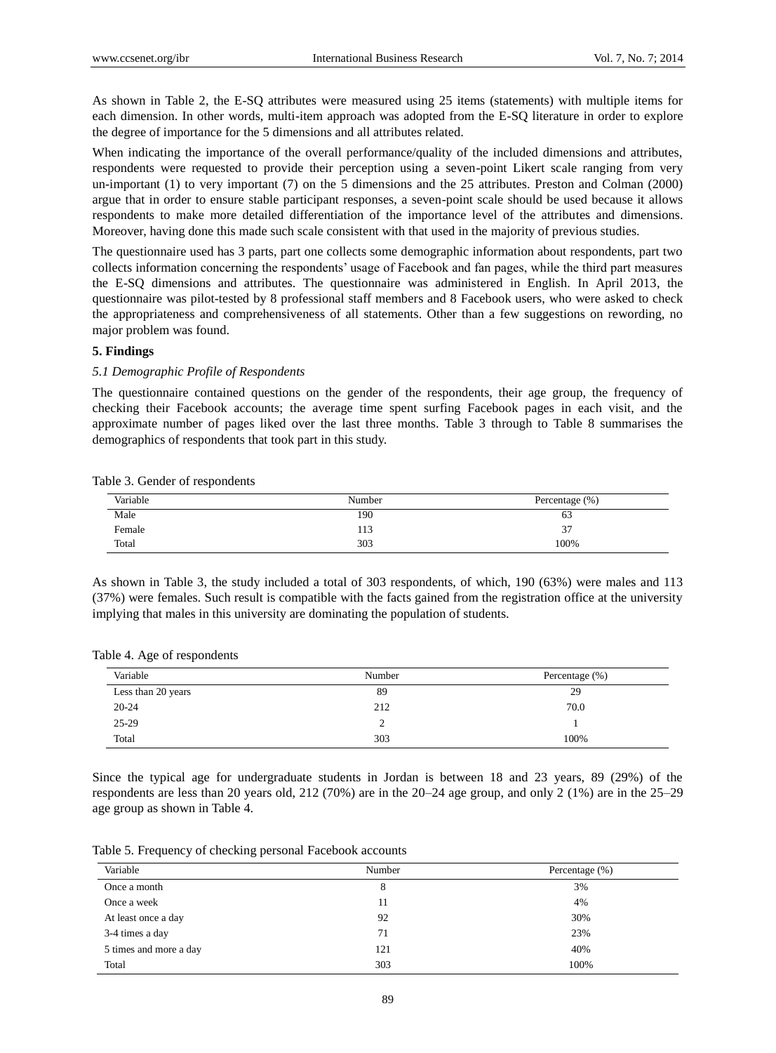As shown in Table 2, the E-SQ attributes were measured using 25 items (statements) with multiple items for each dimension. In other words, multi-item approach was adopted from the E-SQ literature in order to explore the degree of importance for the 5 dimensions and all attributes related.

When indicating the importance of the overall performance/quality of the included dimensions and attributes, respondents were requested to provide their perception using a seven-point Likert scale ranging from very un-important (1) to very important (7) on the 5 dimensions and the 25 attributes. Preston and Colman (2000) argue that in order to ensure stable participant responses, a seven-point scale should be used because it allows respondents to make more detailed differentiation of the importance level of the attributes and dimensions. Moreover, having done this made such scale consistent with that used in the majority of previous studies.

The questionnaire used has 3 parts, part one collects some demographic information about respondents, part two collects information concerning the respondents' usage of Facebook and fan pages, while the third part measures the E-SQ dimensions and attributes. The questionnaire was administered in English. In April 2013, the questionnaire was pilot-tested by 8 professional staff members and 8 Facebook users, who were asked to check the appropriateness and comprehensiveness of all statements. Other than a few suggestions on rewording, no major problem was found.

## 5. Findings

### *5.1 Demographic Profile of Respondents*

The questionnaire contained questions on the gender of the respondents, their age group, the frequency of checking their Facebook accounts; the average time spent surfing Facebook pages in each visit, and the approximate number of pages liked over the last three months. Table 3 through to Table 8 summarises the demographics of respondents that took part in this study.

Table 3. Gender of respondents

| Variable | Number | Percentage (%) |
|---|---|---|
| Male | 190 | 63 |
| Female | 113 | 37 |
| Total | 303 | 100% |

As shown in Table 3, the study included a total of 303 respondents, of which, 190 (63%) were males and 113 (37%) were females. Such result is compatible with the facts gained from the registration office at the university implying that males in this university are dominating the population of students.

Table 4. Age of respondents

| Variable | Number | Percentage (%) |
|---|---|---|
| Less than 20 years | 89 | 29 |
| 20-24 | 212 | 70.0 |
| 25-29 | 2 | 1 |
| Total | 303 | 100% |

Since the typical age for undergraduate students in Jordan is between 18 and 23 years, 89 (29%) of the respondents are less than 20 years old, 212 (70%) are in the 20–24 age group, and only 2 (1%) are in the 25–29 age group as shown in Table 4.

Table 5. Frequency of checking personal Facebook accounts

| Variable | Number | Percentage (%) |
|---|---|---|
| Once a month | 8 | 3% |
| Once a week | 11 | 4% |
| At least once a day | 92 | 30% |
| 3-4 times a day | 71 | 23% |
| 5 times and more a day | 121 | 40% |
| Total | 303 | 100% |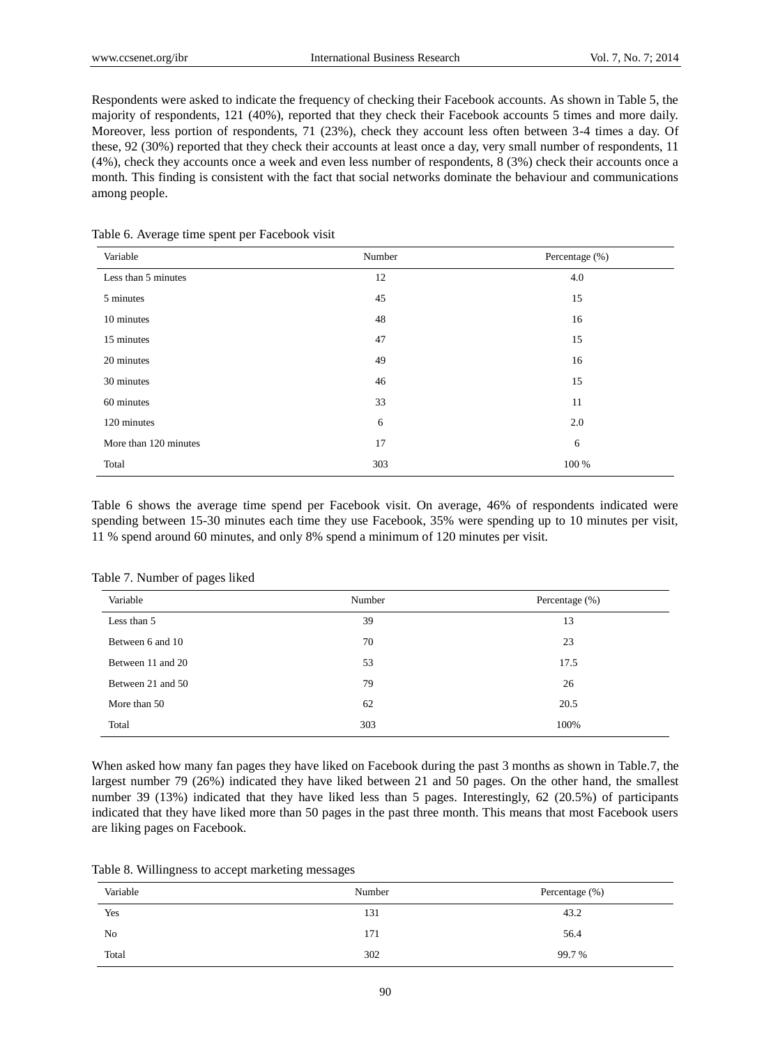Respondents were asked to indicate the frequency of checking their Facebook accounts. As shown in Table 5, the majority of respondents, 121 (40%), reported that they check their Facebook accounts 5 times and more daily. Moreover, less portion of respondents, 71 (23%), check they account less often between 3-4 times a day. Of these, 92 (30%) reported that they check their accounts at least once a day, very small number of respondents, 11 (4%), check they accounts once a week and even less number of respondents, 8 (3%) check their accounts once a month. This finding is consistent with the fact that social networks dominate the behaviour and communications among people.

Table 6. Average time spent per Facebook visit

| Variable | Number | Percentage (%) |
|---|---|---|
| Less than 5 minutes | 12 | 4.0 |
| 5 minutes | 45 | 15 |
| 10 minutes | 48 | 16 |
| 15 minutes | 47 | 15 |
| 20 minutes | 49 | 16 |
| 30 minutes | 46 | 15 |
| 60 minutes | 33 | 11 |
| 120 minutes | 6 | 2.0 |
| More than 120 minutes | 17 | 6 |
| Total | 303 | 100 % |

Table 6 shows the average time spend per Facebook visit. On average, 46% of respondents indicated were spending between 15-30 minutes each time they use Facebook, 35% were spending up to 10 minutes per visit, 11 % spend around 60 minutes, and only 8% spend a minimum of 120 minutes per visit.

Table 7. Number of pages liked

| Variable | Number | Percentage (%) |
|---|---|---|
| Less than 5 | 39 | 13 |
| Between 6 and 10 | 70 | 23 |
| Between 11 and 20 | 53 | 17.5 |
| Between 21 and 50 | 79 | 26 |
| More than 50 | 62 | 20.5 |
| Total | 303 | 100% |

When asked how many fan pages they have liked on Facebook during the past 3 months as shown in Table.7, the largest number 79 (26%) indicated they have liked between 21 and 50 pages. On the other hand, the smallest number 39 (13%) indicated that they have liked less than 5 pages. Interestingly, 62 (20.5%) of participants indicated that they have liked more than 50 pages in the past three month. This means that most Facebook users are liking pages on Facebook.

Table 8. Willingness to accept marketing messages

| Variable | Number | Percentage (%) |
|---|---|---|
| Yes | 131 | 43.2 |
| No | 171 | 56.4 |
| Total | 302 | 99.7 % |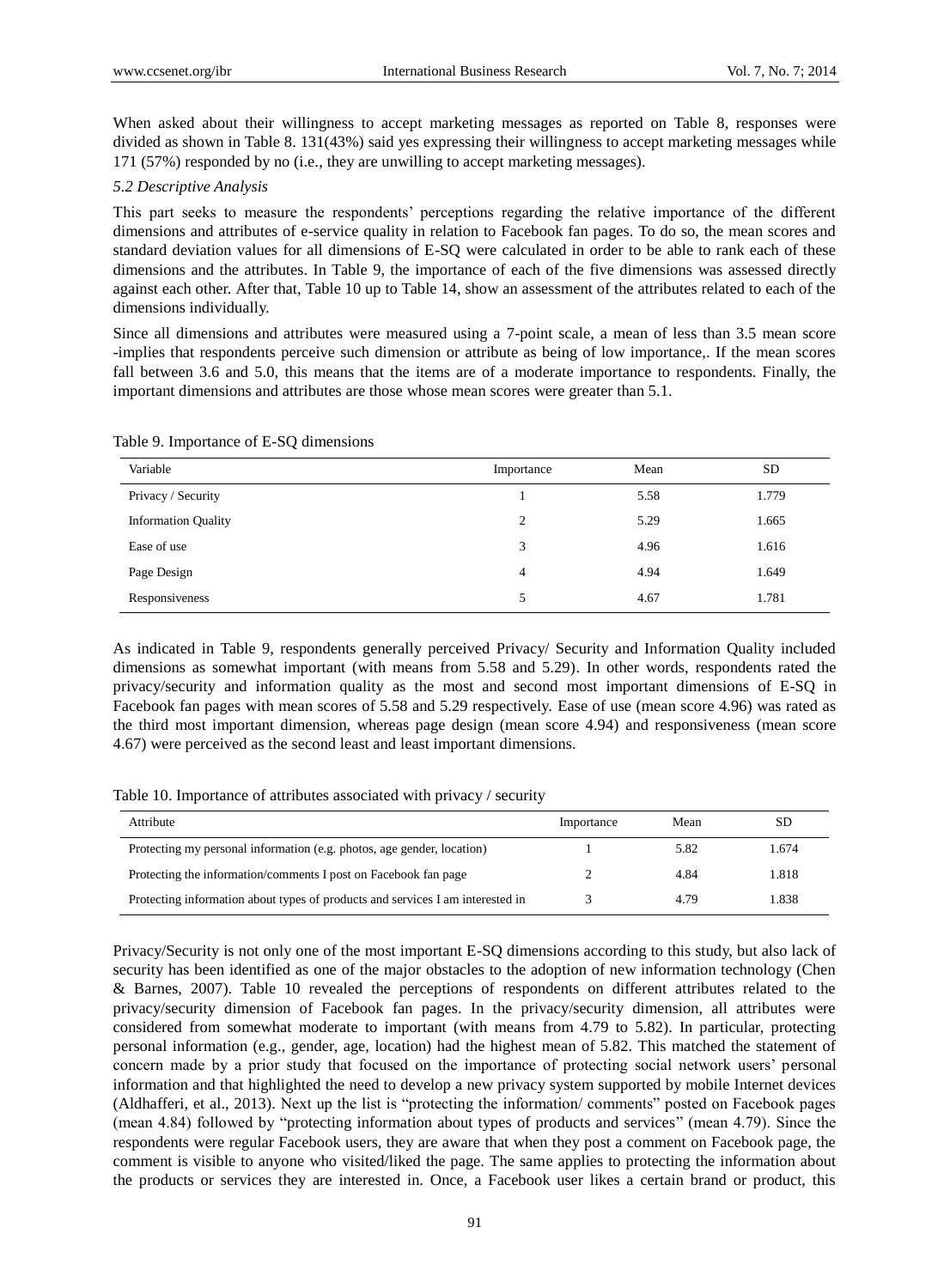When asked about their willingness to accept marketing messages as reported on Table 8, responses were divided as shown in Table 8. 131(43%) said yes expressing their willingness to accept marketing messages while 171 (57%) responded by no (i.e., they are unwilling to accept marketing messages).

*5.2 Descriptive Analysis*

This part seeks to measure the respondents' perceptions regarding the relative importance of the different dimensions and attributes of e-service quality in relation to Facebook fan pages. To do so, the mean scores and standard deviation values for all dimensions of E-SQ were calculated in order to be able to rank each of these dimensions and the attributes. In Table 9, the importance of each of the five dimensions was assessed directly against each other. After that, Table 10 up to Table 14, show an assessment of the attributes related to each of the dimensions individually.

Since all dimensions and attributes were measured using a 7-point scale, a mean of less than 3.5 mean score -implies that respondents perceive such dimension or attribute as being of low importance,. If the mean scores fall between 3.6 and 5.0, this means that the items are of a moderate importance to respondents. Finally, the important dimensions and attributes are those whose mean scores were greater than 5.1.

Table 9. Importance of E-SQ dimensions

| Variable | Importance | Mean | SD |
|---|---|---|---|
| Privacy / Security | 1 | 5.58 | 1.779 |
| Information Quality | 2 | 5.29 | 1.665 |
| Ease of use | 3 | 4.96 | 1.616 |
| Page Design | 4 | 4.94 | 1.649 |
| Responsiveness | 5 | 4.67 | 1.781 |

As indicated in Table 9, respondents generally perceived Privacy/ Security and Information Quality included dimensions as somewhat important (with means from 5.58 and 5.29). In other words, respondents rated the privacy/security and information quality as the most and second most important dimensions of E-SQ in Facebook fan pages with mean scores of 5.58 and 5.29 respectively. Ease of use (mean score 4.96) was rated as the third most important dimension, whereas page design (mean score 4.94) and responsiveness (mean score 4.67) were perceived as the second least and least important dimensions.

Table 10. Importance of attributes associated with privacy / security

| Attribute | Importance | Mean | SD |
|---|---|---|---|
| Protecting my personal information (e.g. photos, age gender, location) | 1 | 5.82 | 1.674 |
| Protecting the information/comments I post on Facebook fan page | 2 | 4.84 | 1.818 |
| Protecting information about types of products and services I am interested in | 3 | 4.79 | 1.838 |

Privacy/Security is not only one of the most important E-SQ dimensions according to this study, but also lack of security has been identified as one of the major obstacles to the adoption of new information technology (Chen & Barnes, 2007). Table 10 revealed the perceptions of respondents on different attributes related to the privacy/security dimension of Facebook fan pages. In the privacy/security dimension, all attributes were considered from somewhat moderate to important (with means from 4.79 to 5.82). In particular, protecting personal information (e.g., gender, age, location) had the highest mean of 5.82. This matched the statement of concern made by a prior study that focused on the importance of protecting social network users' personal information and that highlighted the need to develop a new privacy system supported by mobile Internet devices (Aldhafferi, et al., 2013). Next up the list is "protecting the information/ comments" posted on Facebook pages (mean 4.84) followed by "protecting information about types of products and services" (mean 4.79). Since the respondents were regular Facebook users, they are aware that when they post a comment on Facebook page, the comment is visible to anyone who visited/liked the page. The same applies to protecting the information about the products or services they are interested in. Once, a Facebook user likes a certain brand or product, this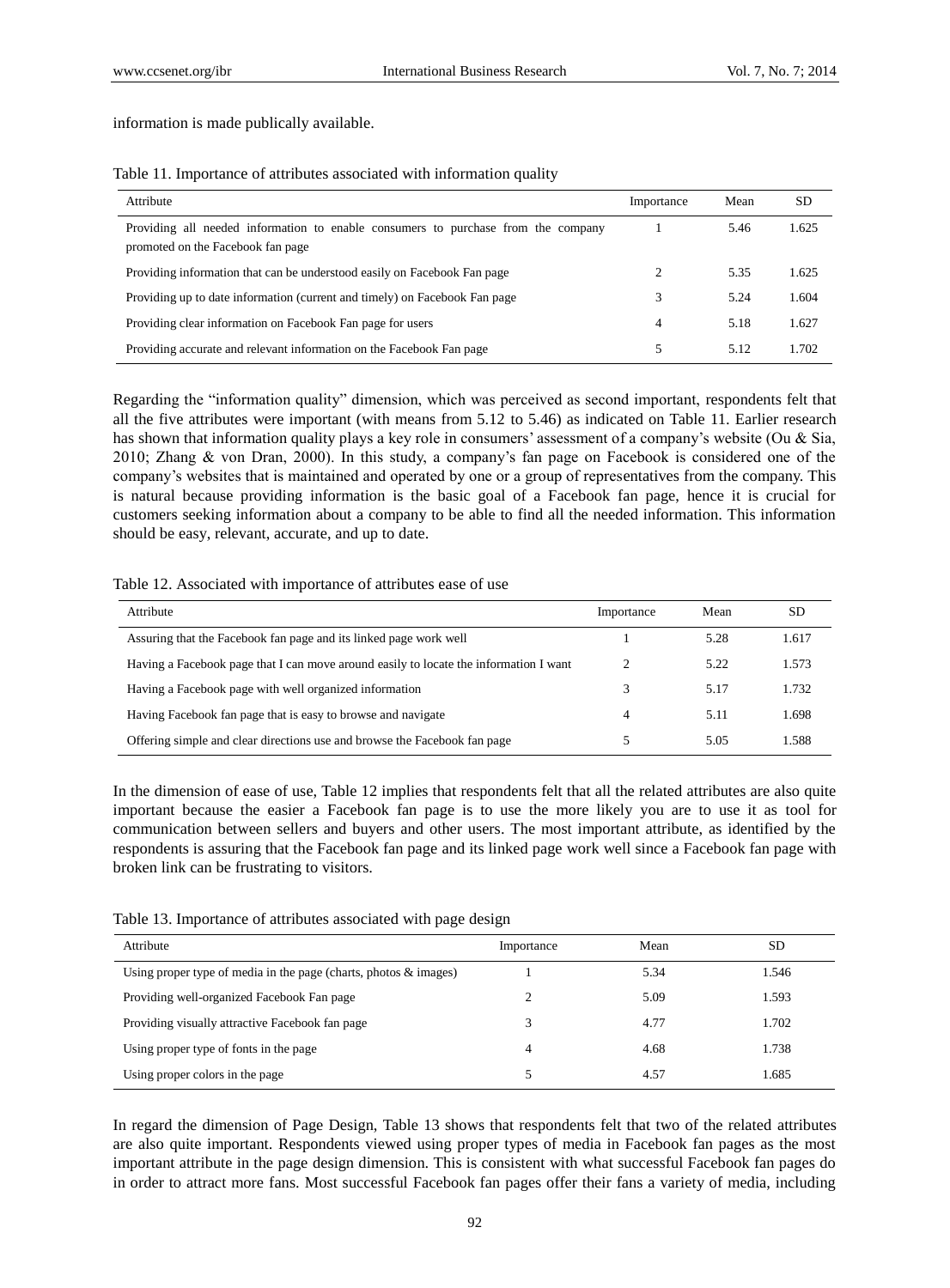information is made publically available.

Table 11. Importance of attributes associated with information quality

| Attribute | Importance | Mean | SD |
|---|---|---|---|
| Providing all needed information to enable consumers to purchase from the company promoted on the Facebook fan page | 1 | 5.46 | 1.625 |
| Providing information that can be understood easily on Facebook Fan page | 2 | 5.35 | 1.625 |
| Providing up to date information (current and timely) on Facebook Fan page | 3 | 5.24 | 1.604 |
| Providing clear information on Facebook Fan page for users | 4 | 5.18 | 1.627 |
| Providing accurate and relevant information on the Facebook Fan page | 5 | 5.12 | 1.702 |

Regarding the "information quality" dimension, which was perceived as second important, respondents felt that all the five attributes were important (with means from 5.12 to 5.46) as indicated on Table 11. Earlier research has shown that information quality plays a key role in consumers' assessment of a company's website (Ou & Sia, 2010; Zhang & von Dran, 2000). In this study, a company's fan page on Facebook is considered one of the company's websites that is maintained and operated by one or a group of representatives from the company. This is natural because providing information is the basic goal of a Facebook fan page, hence it is crucial for customers seeking information about a company to be able to find all the needed information. This information should be easy, relevant, accurate, and up to date.

Table 12. Associated with importance of attributes ease of use

| Attribute | Importance | Mean | SD |
|---|---|---|---|
| Assuring that the Facebook fan page and its linked page work well | 1 | 5.28 | 1.617 |
| Having a Facebook page that I can move around easily to locate the information I want | 2 | 5.22 | 1.573 |
| Having a Facebook page with well organized information | 3 | 5.17 | 1.732 |
| Having Facebook fan page that is easy to browse and navigate | 4 | 5.11 | 1.698 |
| Offering simple and clear directions use and browse the Facebook fan page | 5 | 5.05 | 1.588 |

In the dimension of ease of use, Table 12 implies that respondents felt that all the related attributes are also quite important because the easier a Facebook fan page is to use the more likely you are to use it as tool for communication between sellers and buyers and other users. The most important attribute, as identified by the respondents is assuring that the Facebook fan page and its linked page work well since a Facebook fan page with broken link can be frustrating to visitors.

Table 13. Importance of attributes associated with page design

| Attribute | Importance | Mean | SD |
|---|---|---|---|
| Using proper type of media in the page (charts, photos & images) | 1 | 5.34 | 1.546 |
| Providing well-organized Facebook Fan page | 2 | 5.09 | 1.593 |
| Providing visually attractive Facebook fan page | 3 | 4.77 | 1.702 |
| Using proper type of fonts in the page | 4 | 4.68 | 1.738 |
| Using proper colors in the page | 5 | 4.57 | 1.685 |

In regard the dimension of Page Design, Table 13 shows that respondents felt that two of the related attributes are also quite important. Respondents viewed using proper types of media in Facebook fan pages as the most important attribute in the page design dimension. This is consistent with what successful Facebook fan pages do in order to attract more fans. Most successful Facebook fan pages offer their fans a variety of media, including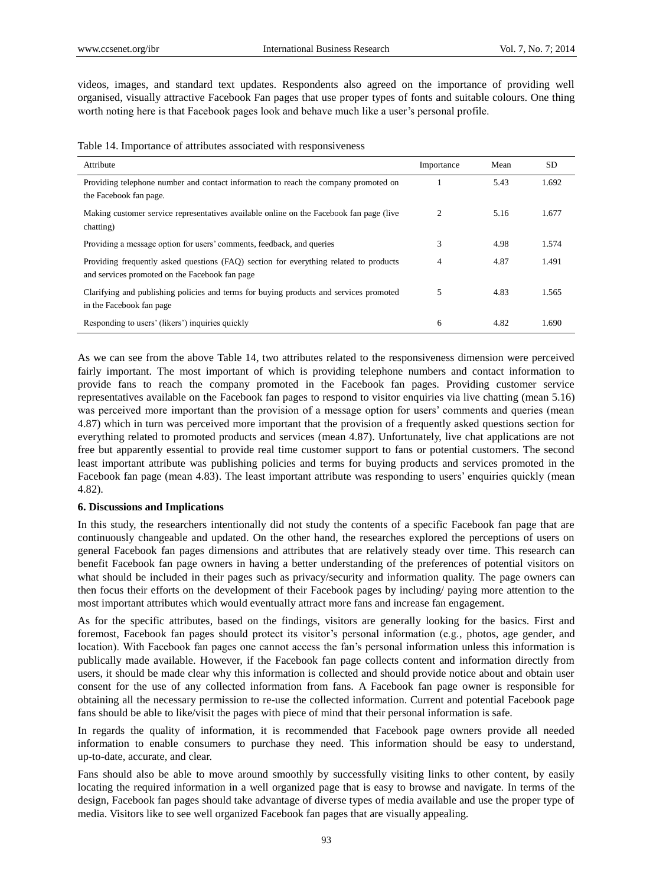videos, images, and standard text updates. Respondents also agreed on the importance of providing well organised, visually attractive Facebook Fan pages that use proper types of fonts and suitable colours. One thing worth noting here is that Facebook pages look and behave much like a user's personal profile.

Table 14. Importance of attributes associated with responsiveness

| Attribute | Importance | Mean | SD |
|---|---|---|---|
| Providing telephone number and contact information to reach the company promoted on the Facebook fan page. | 1 | 5.43 | 1.692 |
| Making customer service representatives available online on the Facebook fan page (live chatting) | 2 | 5.16 | 1.677 |
| Providing a message option for users' comments, feedback, and queries | 3 | 4.98 | 1.574 |
| Providing frequently asked questions (FAQ) section for everything related to products and services promoted on the Facebook fan page | 4 | 4.87 | 1.491 |
| Clarifying and publishing policies and terms for buying products and services promoted in the Facebook fan page | 5 | 4.83 | 1.565 |
| Responding to users' (likers') inquiries quickly | 6 | 4.82 | 1.690 |

As we can see from the above Table 14, two attributes related to the responsiveness dimension were perceived fairly important. The most important of which is providing telephone numbers and contact information to provide fans to reach the company promoted in the Facebook fan pages. Providing customer service representatives available on the Facebook fan pages to respond to visitor enquiries via live chatting (mean 5.16) was perceived more important than the provision of a message option for users' comments and queries (mean 4.87) which in turn was perceived more important that the provision of a frequently asked questions section for everything related to promoted products and services (mean 4.87). Unfortunately, live chat applications are not free but apparently essential to provide real time customer support to fans or potential customers. The second least important attribute was publishing policies and terms for buying products and services promoted in the Facebook fan page (mean 4.83). The least important attribute was responding to users' enquiries quickly (mean 4.82).

**6. Discussions and Implications**

In this study, the researchers intentionally did not study the contents of a specific Facebook fan page that are continuously changeable and updated. On the other hand, the researches explored the perceptions of users on general Facebook fan pages dimensions and attributes that are relatively steady over time. This research can benefit Facebook fan page owners in having a better understanding of the preferences of potential visitors on what should be included in their pages such as privacy/security and information quality. The page owners can then focus their efforts on the development of their Facebook pages by including/ paying more attention to the most important attributes which would eventually attract more fans and increase fan engagement.

As for the specific attributes, based on the findings, visitors are generally looking for the basics. First and foremost, Facebook fan pages should protect its visitor's personal information (e.g., photos, age gender, and location). With Facebook fan pages one cannot access the fan's personal information unless this information is publically made available. However, if the Facebook fan page collects content and information directly from users, it should be made clear why this information is collected and should provide notice about and obtain user consent for the use of any collected information from fans. A Facebook fan page owner is responsible for obtaining all the necessary permission to re-use the collected information. Current and potential Facebook page fans should be able to like/visit the pages with piece of mind that their personal information is safe.

In regards the quality of information, it is recommended that Facebook page owners provide all needed information to enable consumers to purchase they need. This information should be easy to understand, up-to-date, accurate, and clear.

Fans should also be able to move around smoothly by successfully visiting links to other content, by easily locating the required information in a well organized page that is easy to browse and navigate. In terms of the design, Facebook fan pages should take advantage of diverse types of media available and use the proper type of media. Visitors like to see well organized Facebook fan pages that are visually appealing.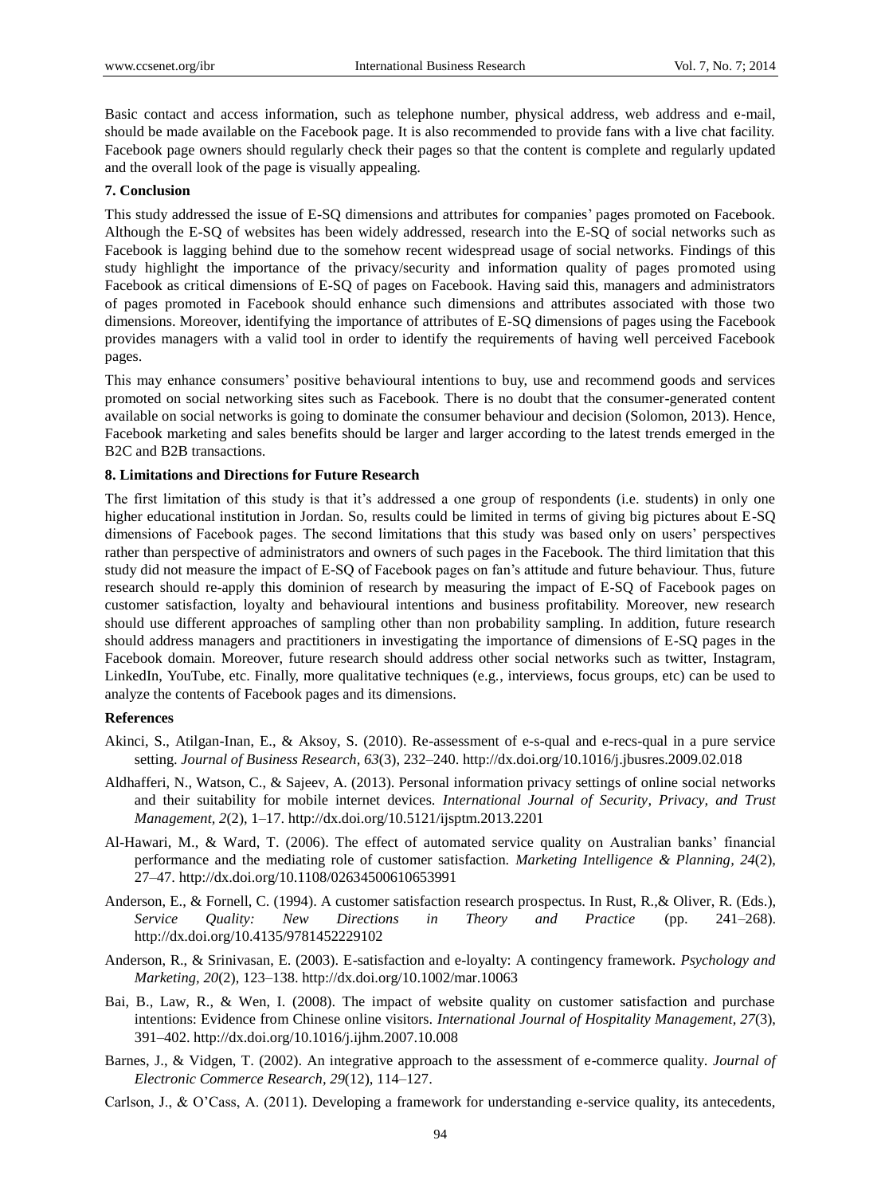Basic contact and access information, such as telephone number, physical address, web address and e-mail, should be made available on the Facebook page. It is also recommended to provide fans with a live chat facility. Facebook page owners should regularly check their pages so that the content is complete and regularly updated and the overall look of the page is visually appealing.

## 7. Conclusion

This study addressed the issue of E-SQ dimensions and attributes for companies' pages promoted on Facebook. Although the E-SQ of websites has been widely addressed, research into the E-SQ of social networks such as Facebook is lagging behind due to the somehow recent widespread usage of social networks. Findings of this study highlight the importance of the privacy/security and information quality of pages promoted using Facebook as critical dimensions of E-SQ of pages on Facebook. Having said this, managers and administrators of pages promoted in Facebook should enhance such dimensions and attributes associated with those two dimensions. Moreover, identifying the importance of attributes of E-SQ dimensions of pages using the Facebook provides managers with a valid tool in order to identify the requirements of having well perceived Facebook pages.

This may enhance consumers' positive behavioural intentions to buy, use and recommend goods and services promoted on social networking sites such as Facebook. There is no doubt that the consumer-generated content available on social networks is going to dominate the consumer behaviour and decision (Solomon, 2013). Hence, Facebook marketing and sales benefits should be larger and larger according to the latest trends emerged in the B2C and B2B transactions.

## 8. Limitations and Directions for Future Research

The first limitation of this study is that it's addressed a one group of respondents (i.e. students) in only one higher educational institution in Jordan. So, results could be limited in terms of giving big pictures about E-SQ dimensions of Facebook pages. The second limitations that this study was based only on users' perspectives rather than perspective of administrators and owners of such pages in the Facebook. The third limitation that this study did not measure the impact of E-SQ of Facebook pages on fan's attitude and future behaviour. Thus, future research should re-apply this dominion of research by measuring the impact of E-SQ of Facebook pages on customer satisfaction, loyalty and behavioural intentions and business profitability. Moreover, new research should use different approaches of sampling other than non probability sampling. In addition, future research should address managers and practitioners in investigating the importance of dimensions of E-SQ pages in the Facebook domain. Moreover, future research should address other social networks such as twitter, Instagram, LinkedIn, YouTube, etc. Finally, more qualitative techniques (e.g., interviews, focus groups, etc) can be used to analyze the contents of Facebook pages and its dimensions.

## References

Akinci, S., Atilgan-Inan, E., & Aksoy, S. (2010). Re-assessment of e-s-qual and e-recs-qual in a pure service setting. *Journal of Business Research, 63*(3), 232–240. http://dx.doi.org/10.1016/j.jbusres.2009.02.018

Aldhafferi, N., Watson, C., & Sajeev, A. (2013). Personal information privacy settings of online social networks and their suitability for mobile internet devices. *International Journal of Security, Privacy, and Trust Management, 2*(2), 1–17. http://dx.doi.org/10.5121/ijsptm.2013.2201

Al-Hawari, M., & Ward, T. (2006). The effect of automated service quality on Australian banks' financial performance and the mediating role of customer satisfaction. *Marketing Intelligence & Planning, 24*(2), 27–47. http://dx.doi.org/10.1108/02634500610653991

Anderson, E., & Fornell, C. (1994). A customer satisfaction research prospectus. In Rust, R.,& Oliver, R. (Eds.), *Service Quality: New Directions in Theory and Practice* (pp. 241–268). http://dx.doi.org/10.4135/9781452229102

Anderson, R., & Srinivasan, E. (2003). E-satisfaction and e-loyalty: A contingency framework. *Psychology and Marketing, 20*(2), 123–138. http://dx.doi.org/10.1002/mar.10063

Bai, B., Law, R., & Wen, I. (2008). The impact of website quality on customer satisfaction and purchase intentions: Evidence from Chinese online visitors. *International Journal of Hospitality Management, 27*(3), 391–402. http://dx.doi.org/10.1016/j.ijhm.2007.10.008

Barnes, J., & Vidgen, T. (2002). An integrative approach to the assessment of e-commerce quality. *Journal of Electronic Commerce Research, 29*(12), 114–127.

Carlson, J., & O'Cass, A. (2011). Developing a framework for understanding e-service quality, its antecedents,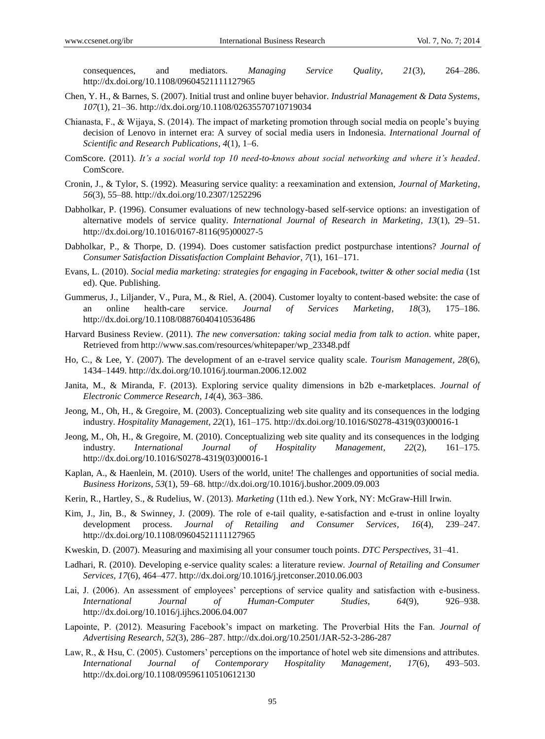consequences, and mediators. *Managing Service Quality, 21*(3), 264–286. http://dx.doi.org/10.1108/09604521111127965

Chen, Y. H., & Barnes, S. (2007). Initial trust and online buyer behavior. *Industrial Management & Data Systems, 107*(1), 21–36. http://dx.doi.org/10.1108/02635570710719034

Chianasta, F., & Wijaya, S. (2014). The impact of marketing promotion through social media on people's buying decision of Lenovo in internet era: A survey of social media users in Indonesia. *International Journal of Scientific and Research Publications, 4*(1), 1–6.

ComScore. (2011). *It's a social world top 10 need-to-knows about social networking and where it's headed*. ComScore.

Cronin, J., & Tylor, S. (1992). Measuring service quality: a reexamination and extension, *Journal of Marketing, 56*(3), 55–88. http://dx.doi.org/10.2307/1252296

Dabholkar, P. (1996). Consumer evaluations of new technology-based self-service options: an investigation of alternative models of service quality. *International Journal of Research in Marketing, 13*(1), 29–51. http://dx.doi.org/10.1016/0167-8116(95)00027-5

Dabholkar, P., & Thorpe, D. (1994). Does customer satisfaction predict postpurchase intentions? *Journal of Consumer Satisfaction Dissatisfaction Complaint Behavior, 7*(1), 161–171.

Evans, L. (2010). *Social media marketing: strategies for engaging in Facebook, twitter & other social media* (1st ed). Que. Publishing.

Gummerus, J., Liljander, V., Pura, M., & Riel, A. (2004). Customer loyalty to content-based website: the case of an online health-care service. *Journal of Services Marketing, 18*(3), 175–186. http://dx.doi.org/10.1108/08876040410536486

Harvard Business Review. (2011). *The new conversation: taking social media from talk to action*. white paper, Retrieved from http://www.sas.com/resources/whitepaper/wp_23348.pdf

Ho, C., & Lee, Y. (2007). The development of an e-travel service quality scale. *Tourism Management, 28*(6), 1434–1449. http://dx.doi.org/10.1016/j.tourman.2006.12.002

Janita, M., & Miranda, F. (2013). Exploring service quality dimensions in b2b e-marketplaces. *Journal of Electronic Commerce Research, 14*(4), 363–386.

Jeong, M., Oh, H., & Gregoire, M. (2003). Conceptualizing web site quality and its consequences in the lodging industry. *Hospitality Management, 22*(1), 161–175. http://dx.doi.org/10.1016/S0278-4319(03)00016-1

Jeong, M., Oh, H., & Gregoire, M. (2010). Conceptualizing web site quality and its consequences in the lodging industry. *International Journal of Hospitality Management, 22*(2), 161–175. http://dx.doi.org/10.1016/S0278-4319(03)00016-1

Kaplan, A., & Haenlein, M. (2010). Users of the world, unite! The challenges and opportunities of social media. *Business Horizons, 53*(1), 59–68. http://dx.doi.org/10.1016/j.bushor.2009.09.003

Kerin, R., Hartley, S., & Rudelius, W. (2013). *Marketing* (11th ed.). New York, NY: McGraw-Hill Irwin.

Kim, J., Jin, B., & Swinney, J. (2009). The role of e-tail quality, e-satisfaction and e-trust in online loyalty development process. *Journal of Retailing and Consumer Services, 16*(4), 239–247. http://dx.doi.org/10.1108/09604521111127965

Kweskin, D. (2007). Measuring and maximising all your consumer touch points. *DTC Perspectives*, 31–41.

Ladhari, R. (2010). Developing e-service quality scales: a literature review. *Journal of Retailing and Consumer Services, 17*(6), 464–477. http://dx.doi.org/10.1016/j.jretconser.2010.06.003

Lai, J. (2006). An assessment of employees' perceptions of service quality and satisfaction with e-business. *International Journal of Human-Computer Studies, 64*(9), 926–938. http://dx.doi.org/10.1016/j.ijhcs.2006.04.007

Lapointe, P. (2012). Measuring Facebook's impact on marketing. The Proverbial Hits the Fan. *Journal of Advertising Research, 52*(3), 286–287. http://dx.doi.org/10.2501/JAR-52-3-286-287

Law, R., & Hsu, C. (2005). Customers' perceptions on the importance of hotel web site dimensions and attributes. *International Journal of Contemporary Hospitality Management, 17*(6), 493–503. http://dx.doi.org/10.1108/09596110510612130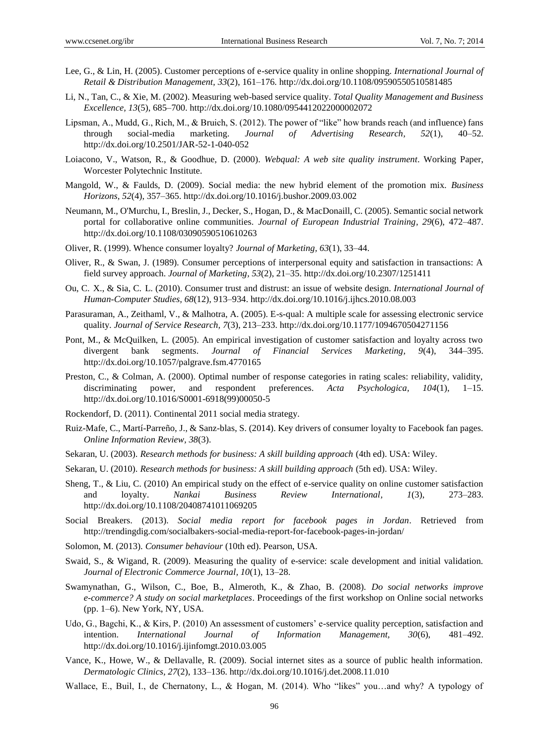Lee, G., & Lin, H. (2005). Customer perceptions of e-service quality in online shopping. *International Journal of Retail & Distribution Management, 33*(2), 161–176. http://dx.doi.org/10.1108/09590550510581485

Li, N., Tan, C., & Xie, M. (2002). Measuring web-based service quality. *Total Quality Management and Business Excellence, 13*(5), 685–700. http://dx.doi.org/10.1080/0954412022000002072

Lipsman, A., Mudd, G., Rich, M., & Bruich, S. (2012). The power of "like" how brands reach (and influence) fans through social-media marketing. *Journal of Advertising Research, 52*(1), 40–52. http://dx.doi.org/10.2501/JAR-52-1-040-052

Loiacono, V., Watson, R., & Goodhue, D. (2000). *Webqual: A web site quality instrument*. Working Paper, Worcester Polytechnic Institute.

Mangold, W., & Faulds, D. (2009). Social media: the new hybrid element of the promotion mix. *Business Horizons, 52*(4), 357–365. http://dx.doi.org/10.1016/j.bushor.2009.03.002

Neumann, M., O'Murchu, I., Breslin, J., Decker, S., Hogan, D., & MacDonaill, C. (2005). Semantic social network portal for collaborative online communities. *Journal of European Industrial Training, 29*(6), 472–487. http://dx.doi.org/10.1108/03090590510610263

Oliver, R. (1999). Whence consumer loyalty? *Journal of Marketing, 63*(1), 33–44.

Oliver, R., & Swan, J. (1989). Consumer perceptions of interpersonal equity and satisfaction in transactions: A field survey approach. *Journal of Marketing, 53*(2), 21–35. http://dx.doi.org/10.2307/1251411

Ou, C. X., & Sia, C. L. (2010). Consumer trust and distrust: an issue of website design. *International Journal of Human-Computer Studies, 68*(12), 913–934. http://dx.doi.org/10.1016/j.ijhcs.2010.08.003

Parasuraman, A., Zeithaml, V., & Malhotra, A. (2005). E-s-qual: A multiple scale for assessing electronic service quality. *Journal of Service Research, 7*(3), 213–233. http://dx.doi.org/10.1177/1094670504271156

Pont, M., & McQuilken, L. (2005). An empirical investigation of customer satisfaction and loyalty across two divergent bank segments. *Journal of Financial Services Marketing, 9*(4), 344–395. http://dx.doi.org/10.1057/palgrave.fsm.4770165

Preston, C., & Colman, A. (2000). Optimal number of response categories in rating scales: reliability, validity, discriminating power, and respondent preferences. *Acta Psychologica, 104*(1), 1–15. http://dx.doi.org/10.1016/S0001-6918(99)00050-5

Rockendorf, D. (2011). Continental 2011 social media strategy.

Ruiz-Mafe, C., Martí-Parreño, J., & Sanz-blas, S. (2014). Key drivers of consumer loyalty to Facebook fan pages. *Online Information Review, 38*(3).

Sekaran, U. (2003). *Research methods for business: A skill building approach* (4th ed). USA: Wiley.

Sekaran, U. (2010). *Research methods for business: A skill building approach* (5th ed). USA: Wiley.

Sheng, T., & Liu, C. (2010) An empirical study on the effect of e-service quality on online customer satisfaction and loyalty. *Nankai Business Review International, 1*(3), 273–283. http://dx.doi.org/10.1108/20408741011069205

Social Breakers. (2013). *Social media report for facebook pages in Jordan*. Retrieved from http://trendingdig.com/socialbakers-social-media-report-for-facebook-pages-in-jordan/

Solomon, M. (2013). *Consumer behaviour* (10th ed). Pearson, USA.

Swaid, S., & Wigand, R. (2009). Measuring the quality of e-service: scale development and initial validation. *Journal of Electronic Commerce Journal, 10*(1), 13–28.

Swamynathan, G., Wilson, C., Boe, B., Almeroth, K., & Zhao, B. (2008). *Do social networks improve e-commerce? A study on social marketplaces*. Proceedings of the first workshop on Online social networks (pp. 1–6). New York, NY, USA.

Udo, G., Bagchi, K., & Kirs, P. (2010) An assessment of customers' e-service quality perception, satisfaction and intention. *International Journal of Information Management, 30*(6), 481–492. http://dx.doi.org/10.1016/j.ijinfomgt.2010.03.005

Vance, K., Howe, W., & Dellavalle, R. (2009). Social internet sites as a source of public health information. *Dermatologic Clinics, 27*(2), 133–136. http://dx.doi.org/10.1016/j.det.2008.11.010

Wallace, E., Buil, I., de Chernatony, L., & Hogan, M. (2014). Who "likes" you…and why? A typology of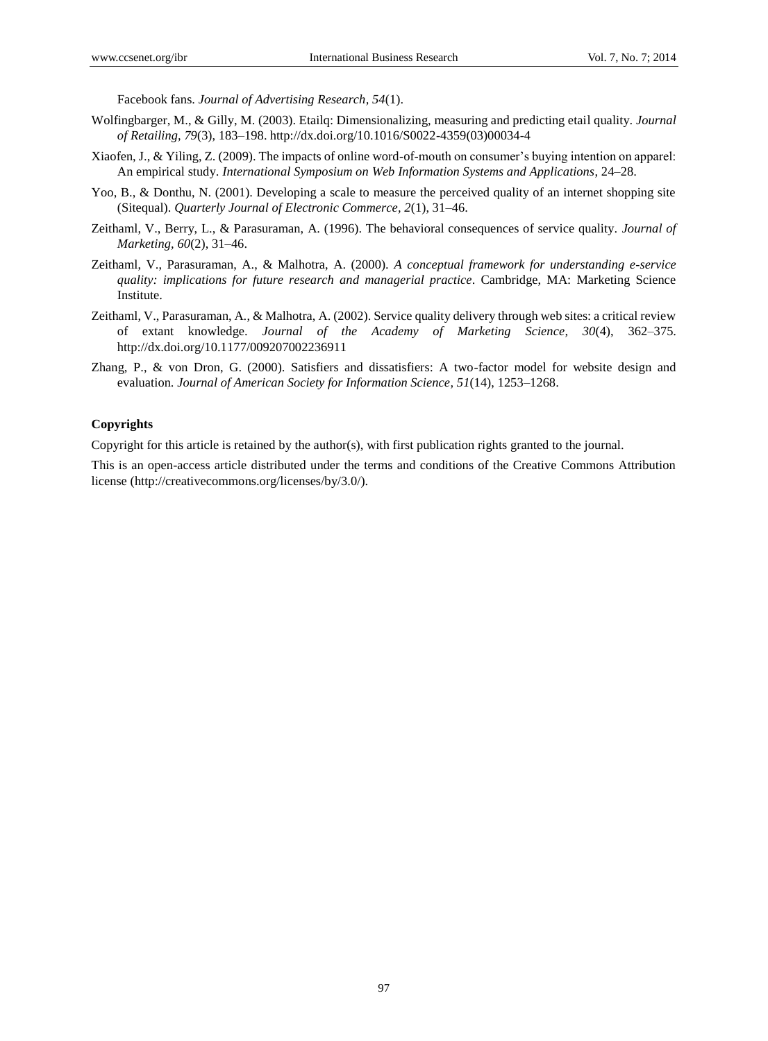Facebook fans. *Journal of Advertising Research, 54*(1).

Wolfingbarger, M., & Gilly, M. (2003). Etailq: Dimensionalizing, measuring and predicting etail quality. *Journal of Retailing, 79*(3), 183–198. http://dx.doi.org/10.1016/S0022-4359(03)00034-4

Xiaofen, J., & Yiling, Z. (2009). The impacts of online word-of-mouth on consumer's buying intention on apparel: An empirical study. *International Symposium on Web Information Systems and Applications*, 24–28.

Yoo, B., & Donthu, N. (2001). Developing a scale to measure the perceived quality of an internet shopping site (Sitequal). *Quarterly Journal of Electronic Commerce, 2*(1), 31–46.

Zeithaml, V., Berry, L., & Parasuraman, A. (1996). The behavioral consequences of service quality. *Journal of Marketing, 60*(2), 31–46.

Zeithaml, V., Parasuraman, A., & Malhotra, A. (2000). *A conceptual framework for understanding e-service quality: implications for future research and managerial practice*. Cambridge, MA: Marketing Science Institute.

Zeithaml, V., Parasuraman, A., & Malhotra, A. (2002). Service quality delivery through web sites: a critical review of extant knowledge. *Journal of the Academy of Marketing Science, 30*(4), 362–375. http://dx.doi.org/10.1177/009207002236911

Zhang, P., & von Dron, G. (2000). Satisfiers and dissatisfiers: A two-factor model for website design and evaluation. *Journal of American Society for Information Science, 51*(14), 1253–1268.

**Copyrights**

Copyright for this article is retained by the author(s), with first publication rights granted to the journal.

This is an open-access article distributed under the terms and conditions of the Creative Commons Attribution license (http://creativecommons.org/licenses/by/3.0/).